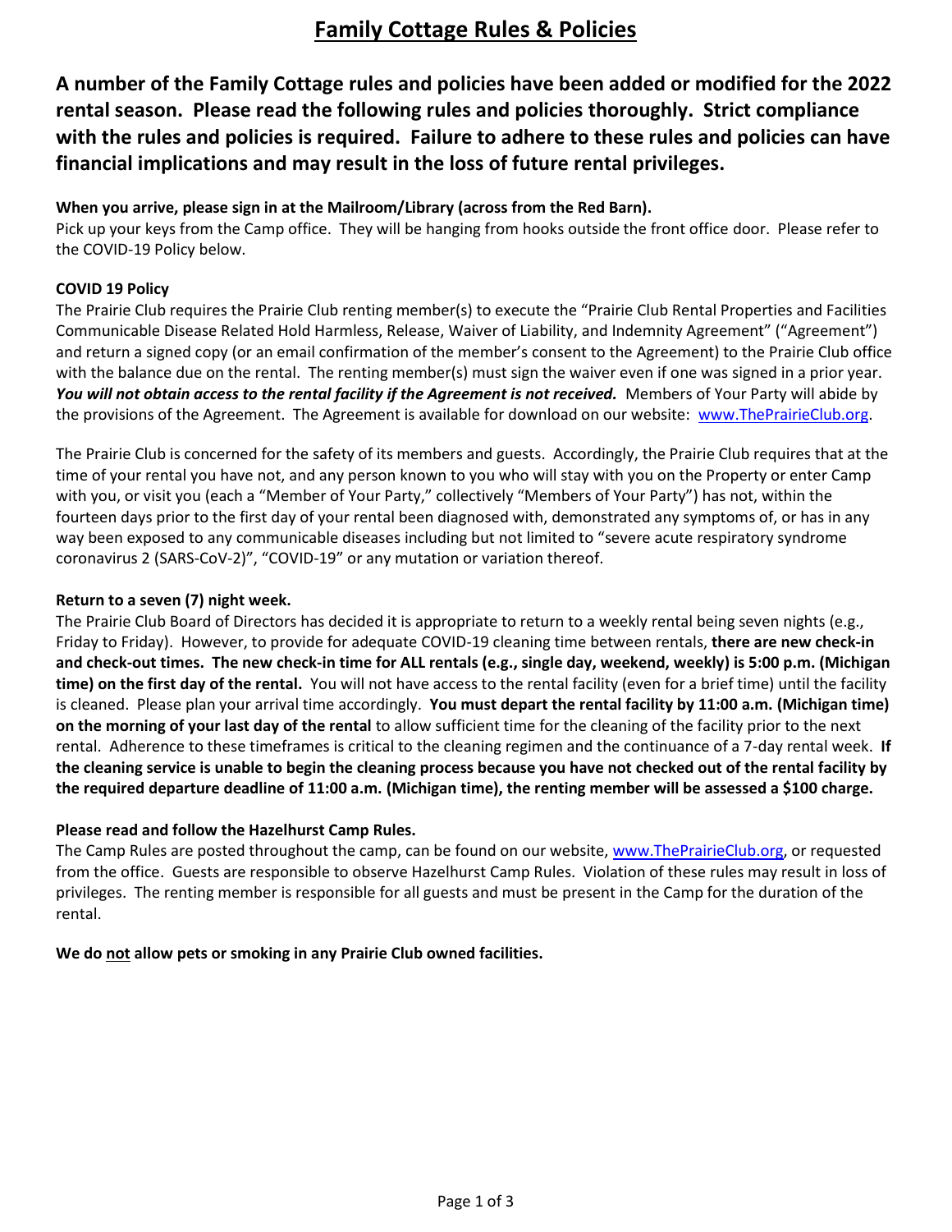# Family Cottage Rules & Policies

**A number of the Family Cottage rules and policies have been added or modified for the 2022 rental season. Please read the following rules and policies thoroughly. Strict compliance with the rules and policies is required. Failure to adhere to these rules and policies can have financial implications and may result in the loss of future rental privileges.**

**When you arrive, please sign in at the Mailroom/Library (across from the Red Barn).**
Pick up your keys from the Camp office. They will be hanging from hooks outside the front office door. Please refer to the COVID-19 Policy below.

**COVID 19 Policy**
The Prairie Club requires the Prairie Club renting member(s) to execute the "Prairie Club Rental Properties and Facilities Communicable Disease Related Hold Harmless, Release, Waiver of Liability, and Indemnity Agreement" ("Agreement") and return a signed copy (or an email confirmation of the member's consent to the Agreement) to the Prairie Club office with the balance due on the rental. The renting member(s) must sign the waiver even if one was signed in a prior year. ***You will not obtain access to the rental facility if the Agreement is not received.*** Members of Your Party will abide by the provisions of the Agreement. The Agreement is available for download on our website: [www.ThePrairieClub.org](http://www.ThePrairieClub.org).

The Prairie Club is concerned for the safety of its members and guests. Accordingly, the Prairie Club requires that at the time of your rental you have not, and any person known to you who will stay with you on the Property or enter Camp with you, or visit you (each a "Member of Your Party," collectively "Members of Your Party") has not, within the fourteen days prior to the first day of your rental been diagnosed with, demonstrated any symptoms of, or has in any way been exposed to any communicable diseases including but not limited to "severe acute respiratory syndrome coronavirus 2 (SARS-CoV-2)", "COVID-19" or any mutation or variation thereof.

**Return to a seven (7) night week.**
The Prairie Club Board of Directors has decided it is appropriate to return to a weekly rental being seven nights (e.g., Friday to Friday). However, to provide for adequate COVID-19 cleaning time between rentals, **there are new check-in and check-out times. The new check-in time for ALL rentals (e.g., single day, weekend, weekly) is 5:00 p.m. (Michigan time) on the first day of the rental.** You will not have access to the rental facility (even for a brief time) until the facility is cleaned. Please plan your arrival time accordingly. **You must depart the rental facility by 11:00 a.m. (Michigan time) on the morning of your last day of the rental** to allow sufficient time for the cleaning of the facility prior to the next rental. Adherence to these timeframes is critical to the cleaning regimen and the continuance of a 7-day rental week. **If the cleaning service is unable to begin the cleaning process because you have not checked out of the rental facility by the required departure deadline of 11:00 a.m. (Michigan time), the renting member will be assessed a $100 charge.**

**Please read and follow the Hazelhurst Camp Rules.**
The Camp Rules are posted throughout the camp, can be found on our website, [www.ThePrairieClub.org](http://www.ThePrairieClub.org), or requested from the office. Guests are responsible to observe Hazelhurst Camp Rules. Violation of these rules may result in loss of privileges. The renting member is responsible for all guests and must be present in the Camp for the duration of the rental.

**We do <u>not</u> allow pets or smoking in any Prairie Club owned facilities.**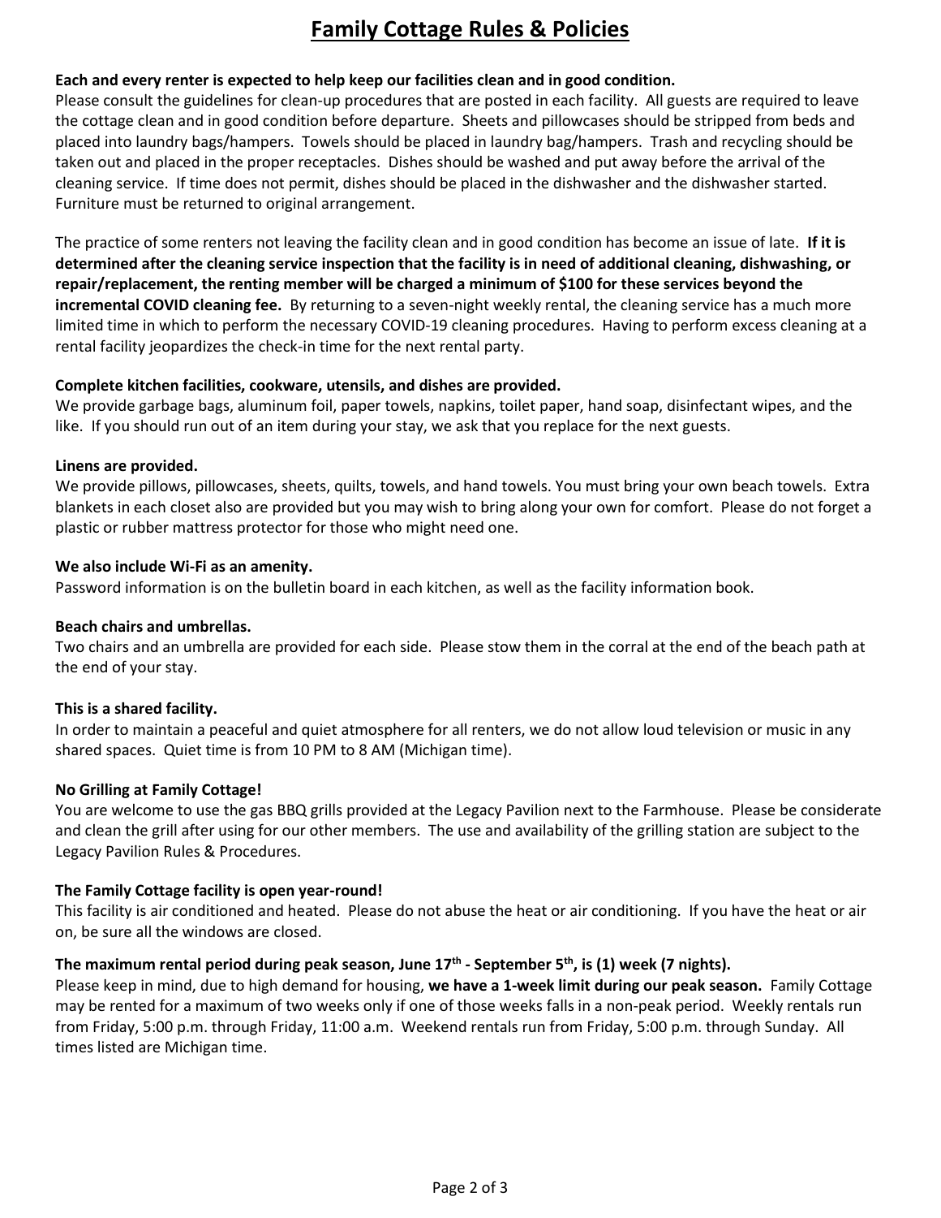# Family Cottage Rules & Policies

**Each and every renter is expected to help keep our facilities clean and in good condition.**
Please consult the guidelines for clean-up procedures that are posted in each facility. All guests are required to leave the cottage clean and in good condition before departure. Sheets and pillowcases should be stripped from beds and placed into laundry bags/hampers. Towels should be placed in laundry bag/hampers. Trash and recycling should be taken out and placed in the proper receptacles. Dishes should be washed and put away before the arrival of the cleaning service. If time does not permit, dishes should be placed in the dishwasher and the dishwasher started. Furniture must be returned to original arrangement.

The practice of some renters not leaving the facility clean and in good condition has become an issue of late. **If it is determined after the cleaning service inspection that the facility is in need of additional cleaning, dishwashing, or repair/replacement, the renting member will be charged a minimum of $100 for these services beyond the incremental COVID cleaning fee.** By returning to a seven-night weekly rental, the cleaning service has a much more limited time in which to perform the necessary COVID-19 cleaning procedures. Having to perform excess cleaning at a rental facility jeopardizes the check-in time for the next rental party.

**Complete kitchen facilities, cookware, utensils, and dishes are provided.**
We provide garbage bags, aluminum foil, paper towels, napkins, toilet paper, hand soap, disinfectant wipes, and the like. If you should run out of an item during your stay, we ask that you replace for the next guests.

**Linens are provided.**
We provide pillows, pillowcases, sheets, quilts, towels, and hand towels. You must bring your own beach towels. Extra blankets in each closet also are provided but you may wish to bring along your own for comfort. Please do not forget a plastic or rubber mattress protector for those who might need one.

**We also include Wi-Fi as an amenity.**
Password information is on the bulletin board in each kitchen, as well as the facility information book.

**Beach chairs and umbrellas.**
Two chairs and an umbrella are provided for each side. Please stow them in the corral at the end of the beach path at the end of your stay.

**This is a shared facility.**
In order to maintain a peaceful and quiet atmosphere for all renters, we do not allow loud television or music in any shared spaces. Quiet time is from 10 PM to 8 AM (Michigan time).

**No Grilling at Family Cottage!**
You are welcome to use the gas BBQ grills provided at the Legacy Pavilion next to the Farmhouse. Please be considerate and clean the grill after using for our other members. The use and availability of the grilling station are subject to the Legacy Pavilion Rules & Procedures.

**The Family Cottage facility is open year-round!**
This facility is air conditioned and heated. Please do not abuse the heat or air conditioning. If you have the heat or air on, be sure all the windows are closed.

**The maximum rental period during peak season, June 17th - September 5th, is (1) week (7 nights).**
Please keep in mind, due to high demand for housing, **we have a 1-week limit during our peak season.** Family Cottage may be rented for a maximum of two weeks only if one of those weeks falls in a non-peak period. Weekly rentals run from Friday, 5:00 p.m. through Friday, 11:00 a.m. Weekend rentals run from Friday, 5:00 p.m. through Sunday. All times listed are Michigan time.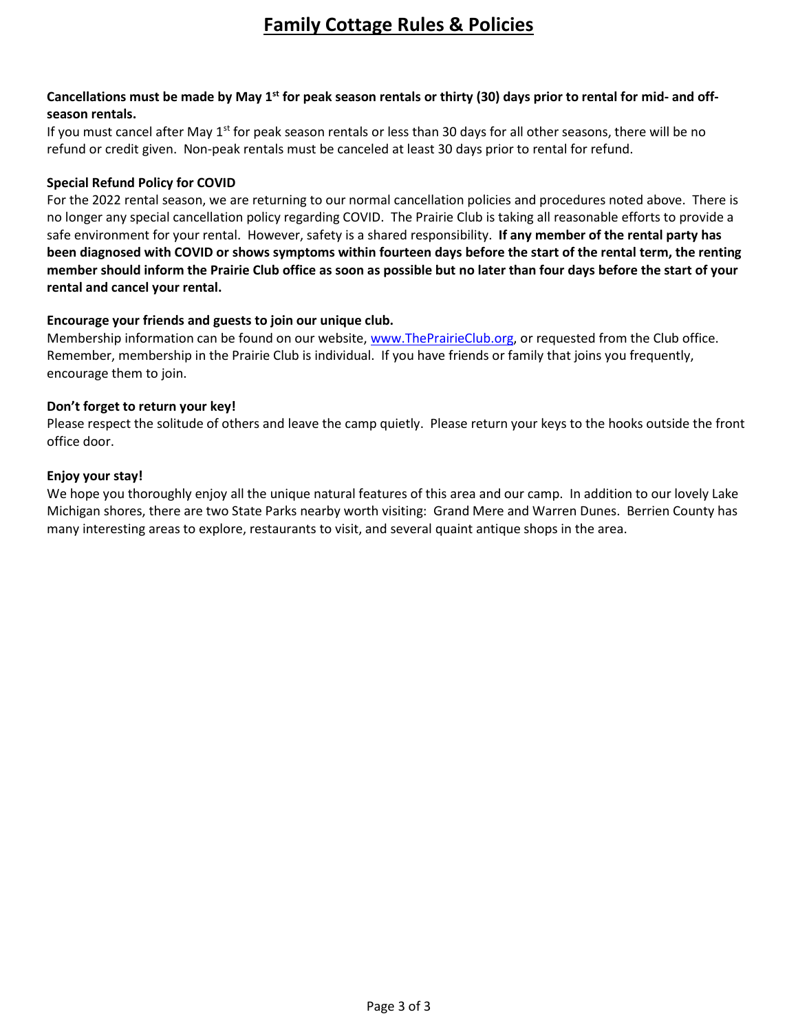# Family Cottage Rules & Policies

**Cancellations must be made by May 1st for peak season rentals or thirty (30) days prior to rental for mid- and off-season rentals.**

If you must cancel after May 1st for peak season rentals or less than 30 days for all other seasons, there will be no refund or credit given. Non-peak rentals must be canceled at least 30 days prior to rental for refund.

**Special Refund Policy for COVID**

For the 2022 rental season, we are returning to our normal cancellation policies and procedures noted above. There is no longer any special cancellation policy regarding COVID. The Prairie Club is taking all reasonable efforts to provide a safe environment for your rental. However, safety is a shared responsibility. **If any member of the rental party has been diagnosed with COVID or shows symptoms within fourteen days before the start of the rental term, the renting member should inform the Prairie Club office as soon as possible but no later than four days before the start of your rental and cancel your rental.**

**Encourage your friends and guests to join our unique club.**

Membership information can be found on our website, www.ThePrairieClub.org, or requested from the Club office. Remember, membership in the Prairie Club is individual. If you have friends or family that joins you frequently, encourage them to join.

**Don't forget to return your key!**

Please respect the solitude of others and leave the camp quietly. Please return your keys to the hooks outside the front office door.

**Enjoy your stay!**

We hope you thoroughly enjoy all the unique natural features of this area and our camp. In addition to our lovely Lake Michigan shores, there are two State Parks nearby worth visiting: Grand Mere and Warren Dunes. Berrien County has many interesting areas to explore, restaurants to visit, and several quaint antique shops in the area.